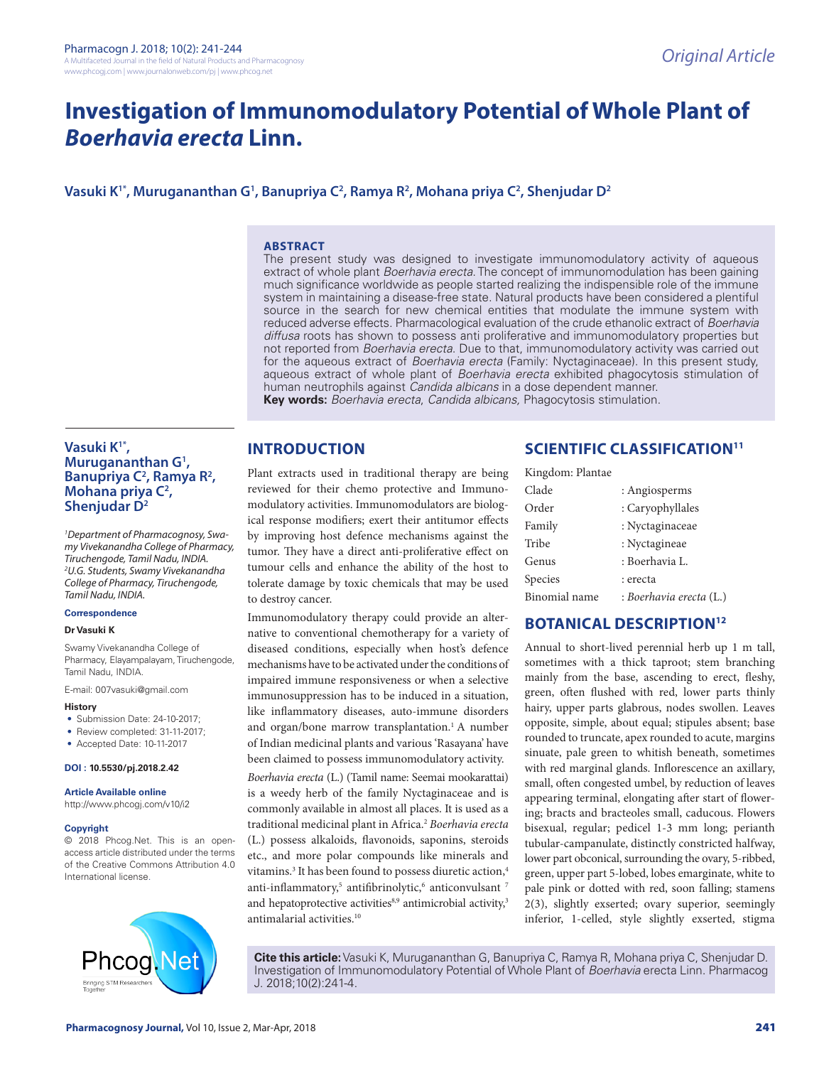# Investigation of Immunomodulatory Potential of Whole Plant of *Boerhavia erecta* Linn.

**Vasuki K[1*], Murugananthan G[1], Banupriya C[2], Ramya R[2], Mohana priya C[2], Shenjudar D[2]**

## ABSTRACT

The present study was designed to investigate immunomodulatory activity of aqueous extract of whole plant *Boerhavia erecta*. The concept of immunomodulation has been gaining much significance worldwide as people started realizing the indispensible role of the immune system in maintaining a disease-free state. Natural products have been considered a plentiful source in the search for new chemical entities that modulate the immune system with reduced adverse effects. Pharmacological evaluation of the crude ethanolic extract of *Boerhavia diffusa* roots has shown to possess anti proliferative and immunomodulatory properties but not reported from *Boerhavia erecta*. Due to that, immunomodulatory activity was carried out for the aqueous extract of *Boerhavia erecta* (Family: Nyctaginaceae). In this present study, aqueous extract of whole plant of *Boerhavia erecta* exhibited phagocytosis stimulation of human neutrophils against *Candida albicans* in a dose dependent manner.

**Key words:** *Boerhavia erecta*, *Candida albicans*, Phagocytosis stimulation.

**Vasuki K[1*], Murugananthan G[1], Banupriya C[2], Ramya R[2], Mohana priya C[2], Shenjudar D[2]**

*[1]Department of Pharmacognosy, Swamy Vivekanandha College of Pharmacy, Tiruchengode, Tamil Nadu, INDIA.*
*[2]U.G. Students, Swamy Vivekanandha College of Pharmacy, Tiruchengode, Tamil Nadu, INDIA.*

**Correspondence**

**Dr Vasuki K**

Swamy Vivekanandha College of Pharmacy, Elayampalayam, Tiruchengode, Tamil Nadu, INDIA.

E-mail: 007vasuki@gmail.com

**History**

- Submission Date: 24-10-2017;
- Review completed: 31-11-2017;
- Accepted Date: 10-11-2017

**DOI : 10.5530/pj.2018.2.42**

**Article Available online**

http://www.phcogj.com/v10/i2

**Copyright**

© 2018 Phcog.Net. This is an open-access article distributed under the terms of the Creative Commons Attribution 4.0 International license.

## INTRODUCTION

Plant extracts used in traditional therapy are being reviewed for their chemo protective and Immuno-modulatory activities. Immunomodulators are biological response modifiers; exert their antitumor effects by improving host defence mechanisms against the tumor. They have a direct anti-proliferative effect on tumour cells and enhance the ability of the host to tolerate damage by toxic chemicals that may be used to destroy cancer.

Immunomodulatory therapy could provide an alternative to conventional chemotherapy for a variety of diseased conditions, especially when host's defence mechanisms have to be activated under the conditions of impaired immune responsiveness or when a selective immunosuppression has to be induced in a situation, like inflammatory diseases, auto-immune disorders and organ/bone marrow transplantation.[1] A number of Indian medicinal plants and various 'Rasayana' have been claimed to possess immunomodulatory activity.

*Boerhavia erecta* (L.) (Tamil name: Seemai mookarattai) is a weedy herb of the family Nyctaginaceae and is commonly available in almost all places. It is used as a traditional medicinal plant in Africa.[2] *Boerhavia erecta* (L.) possess alkaloids, flavonoids, saponins, steroids etc., and more polar compounds like minerals and vitamins.[3] It has been found to possess diuretic action,[4] anti-inflammatory,[5] antifibrinolytic,[6] anticonvulsant [7] and hepatoprotective activities[8,9] antimicrobial activity,[3] antimalarial activities.[10]

## SCIENTIFIC CLASSIFICATION[11]

Kingdom: Plantae

| | |
|---|---|
| Clade | : Angiosperms |
| Order | : Caryophyllales |
| Family | : Nyctaginaceae |
| Tribe | : Nyctagineae |
| Genus | : Boerhavia L. |
| Species | : erecta |
| Binomial name | : *Boerhavia erecta* (L.) |

## BOTANICAL DESCRIPTION[12]

Annual to short-lived perennial herb up 1 m tall, sometimes with a thick taproot; stem branching mainly from the base, ascending to erect, fleshy, green, often flushed with red, lower parts thinly hairy, upper parts glabrous, nodes swollen. Leaves opposite, simple, about equal; stipules absent; base rounded to truncate, apex rounded to acute, margins sinuate, pale green to whitish beneath, sometimes with red marginal glands. Inflorescence an axillary, small, often congested umbel, by reduction of leaves appearing terminal, elongating after start of flowering; bracts and bracteoles small, caducous. Flowers bisexual, regular; pedicel 1-3 mm long; perianth tubular-campanulate, distinctly constricted halfway, lower part obconical, surrounding the ovary, 5-ribbed, green, upper part 5-lobed, lobes emarginate, white to pale pink or dotted with red, soon falling; stamens 2(3), slightly exserted; ovary superior, seemingly inferior, 1-celled, style slightly exserted, stigma

**Cite this article:** Vasuki K, Murugananthan G, Banupriya C, Ramya R, Mohana priya C, Shenjudar D. Investigation of Immunomodulatory Potential of Whole Plant of *Boerhavia* erecta Linn. Pharmacog J. 2018;10(2):241-4.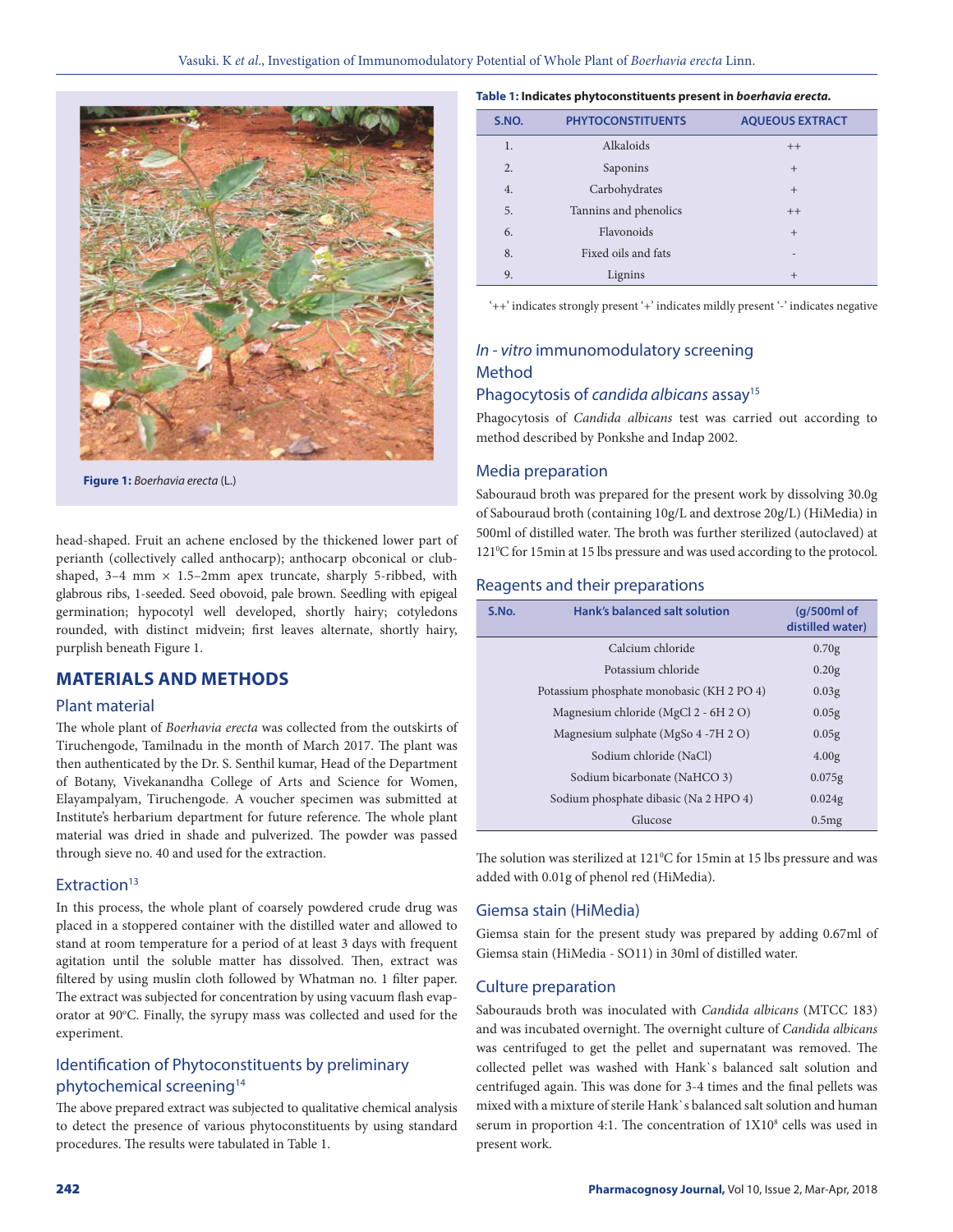Figure 1: *Boerhavia erecta* (L.)

head-shaped. Fruit an achene enclosed by the thickened lower part of perianth (collectively called anthocarp); anthocarp obconical or club-shaped, 3–4 mm × 1.5–2mm apex truncate, sharply 5-ribbed, with glabrous ribs, 1-seeded. Seed obovoid, pale brown. Seedling with epigeal germination; hypocotyl well developed, shortly hairy; cotyledons rounded, with distinct midvein; first leaves alternate, shortly hairy, purplish beneath Figure 1.

## MATERIALS AND METHODS

### Plant material

The whole plant of *Boerhavia erecta* was collected from the outskirts of Tiruchengode, Tamilnadu in the month of March 2017. The plant was then authenticated by the Dr. S. Senthil kumar, Head of the Department of Botany, Vivekanandha College of Arts and Science for Women, Elayampalayam, Tiruchengode. A voucher specimen was submitted at Institute's herbarium department for future reference. The whole plant material was dried in shade and pulverized. The powder was passed through sieve no. 40 and used for the extraction.

### Extraction[13]

In this process, the whole plant of coarsely powdered crude drug was placed in a stoppered container with the distilled water and allowed to stand at room temperature for a period of at least 3 days with frequent agitation until the soluble matter has dissolved. Then, extract was filtered by using muslin cloth followed by Whatman no. 1 filter paper. The extract was subjected for concentration by using vacuum flash evaporator at 90°C. Finally, the syrupy mass was collected and used for the experiment.

### Identification of Phytoconstituents by preliminary phytochemical screening[14]

The above prepared extract was subjected to qualitative chemical analysis to detect the presence of various phytoconstituents by using standard procedures. The results were tabulated in Table 1.

**Table 1: Indicates phytoconstituents present in *boerhavia erecta*.**

| S.NO. | PHYTOCONSTITUENTS | AQUEOUS EXTRACT |
|---|---|---|
| 1. | Alkaloids | ++ |
| 2. | Saponins | + |
| 4. | Carbohydrates | + |
| 5. | Tannins and phenolics | ++ |
| 6. | Flavonoids | + |
| 8. | Fixed oils and fats | - |
| 9. | Lignins | + |

'++' indicates strongly present '+' indicates mildly present '-' indicates negative

### *In - vitro* immunomodulatory screening

### Method

### Phagocytosis of *candida albicans* assay[15]

Phagocytosis of *Candida albicans* test was carried out according to method described by Ponkshe and Indap 2002.

### Media preparation

Sabouraud broth was prepared for the present work by dissolving 30.0g of Sabouraud broth (containing 10g/L and dextrose 20g/L) (HiMedia) in 500ml of distilled water. The broth was further sterilized (autoclaved) at 121°C for 15min at 15 lbs pressure and was used according to the protocol.

### Reagents and their preparations

| S.No. | Hank's balanced salt solution | (g/500ml of distilled water) |
|---|---|---|
| | Calcium chloride | 0.70g |
| | Potassium chloride | 0.20g |
| | Potassium phosphate monobasic ($KH_2PO_4$) | 0.03g |
| | Magnesium chloride ($MgCl_2 \cdot 6H_2O$) | 0.05g |
| | Magnesium sulphate ($MgSO_4 \cdot 7H_2O$) | 0.05g |
| | Sodium chloride (NaCl) | 4.00g |
| | Sodium bicarbonate ($NaHCO_3$) | 0.075g |
| | Sodium phosphate dibasic ($Na_2HPO_4$) | 0.024g |
| | Glucose | 0.5mg |

The solution was sterilized at 121°C for 15min at 15 lbs pressure and was added with 0.01g of phenol red (HiMedia).

### Giemsa stain (HiMedia)

Giemsa stain for the present study was prepared by adding 0.67ml of Giemsa stain (HiMedia - SO11) in 30ml of distilled water.

### Culture preparation

Sabourauds broth was inoculated with *Candida albicans* (MTCC 183) and was incubated overnight. The overnight culture of *Candida albicans* was centrifuged to get the pellet and supernatant was removed. The collected pellet was washed with Hank`s balanced salt solution and centrifuged again. This was done for 3-4 times and the final pellets was mixed with a mixture of sterile Hank`s balanced salt solution and human serum in proportion 4:1. The concentration of $1X10^8$ cells was used in present work.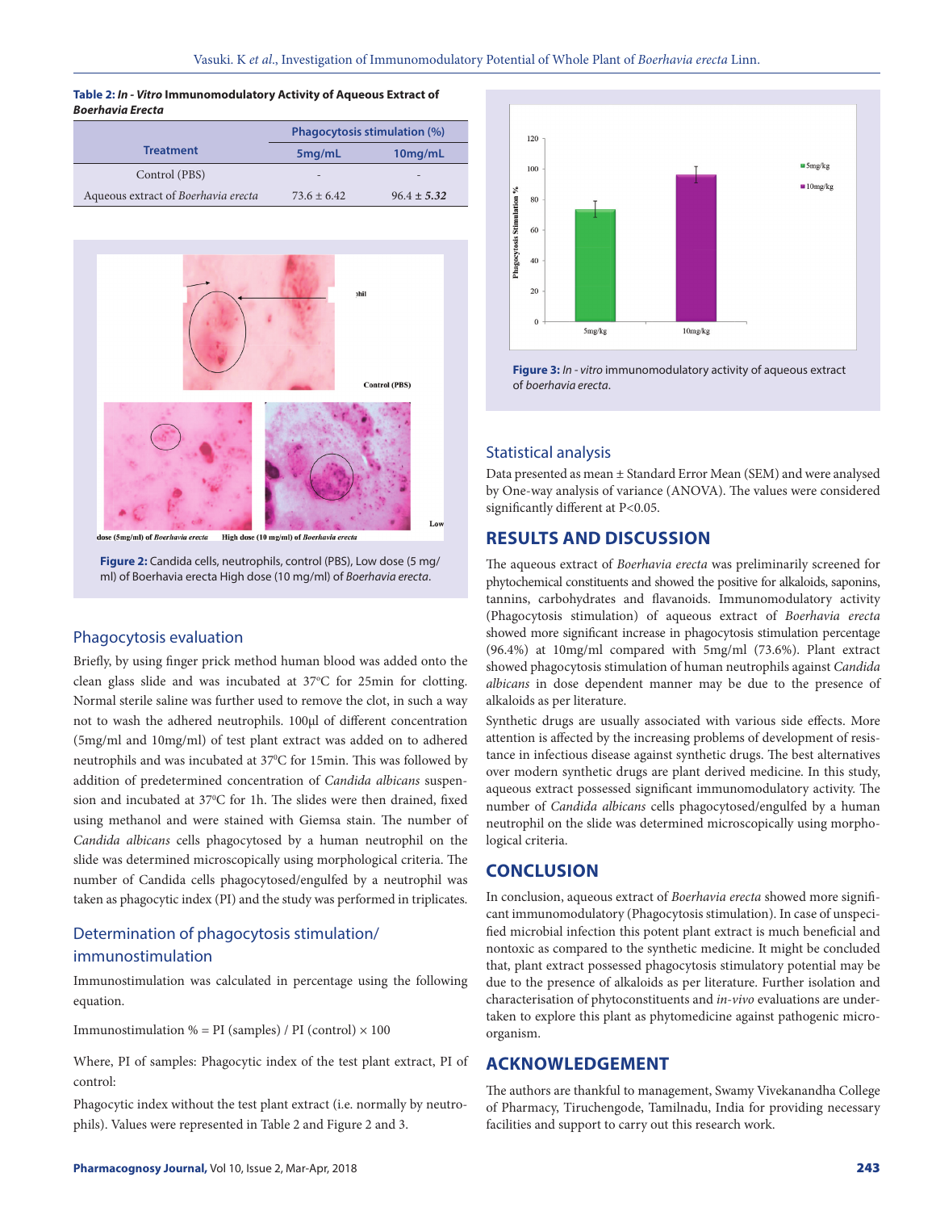**Table 2:** ***In - Vitro*** **Immunomodulatory Activity of Aqueous Extract of** ***Boerhavia Erecta***

| Treatment | Phagocytosis stimulation (%) | |
|---|---|---|
| | 5mg/mL | 10mg/mL |
| Control (PBS) | - | - |
| Aqueous extract of *Boerhavia erecta* | 73.6 ± 6.42 | 96.4 ± ***5.32*** |

**Figure 2:** Candida cells, neutrophils, control (PBS), Low dose (5 mg/ml) of Boerhavia erecta High dose (10 mg/ml) of *Boerhavia erecta*.

**Figure 3:** *In - vitro* immunomodulatory activity of aqueous extract of *boerhavia erecta*.

### Phagocytosis evaluation

Briefly, by using finger prick method human blood was added onto the clean glass slide and was incubated at 37°C for 25min for clotting. Normal sterile saline was further used to remove the clot, in such a way not to wash the adhered neutrophils. 100µl of different concentration (5mg/ml and 10mg/ml) of test plant extract was added on to adhered neutrophils and was incubated at 37°C for 15min. This was followed by addition of predetermined concentration of *Candida albicans* suspension and incubated at 37°C for 1h. The slides were then drained, fixed using methanol and were stained with Giemsa stain. The number of *Candida albicans* cells phagocytosed by a human neutrophil on the slide was determined microscopically using morphological criteria. The number of Candida cells phagocytosed/engulfed by a neutrophil was taken as phagocytic index (PI) and the study was performed in triplicates.

### Determination of phagocytosis stimulation/ immunostimulation

Immunostimulation was calculated in percentage using the following equation.

Immunostimulation % = PI (samples) / PI (control) × 100

Where, PI of samples: Phagocytic index of the test plant extract, PI of control:

Phagocytic index without the test plant extract (i.e. normally by neutrophils). Values were represented in Table 2 and Figure 2 and 3.

### Statistical analysis

Data presented as mean ± Standard Error Mean (SEM) and were analysed by One-way analysis of variance (ANOVA). The values were considered significantly different at $P<0.05$.

## RESULTS AND DISCUSSION

The aqueous extract of *Boerhavia erecta* was preliminarily screened for phytochemical constituents and showed the positive for alkaloids, saponins, tannins, carbohydrates and flavanoids. Immunomodulatory activity (Phagocytosis stimulation) of aqueous extract of *Boerhavia erecta* showed more significant increase in phagocytosis stimulation percentage (96.4%) at 10mg/ml compared with 5mg/ml (73.6%). Plant extract showed phagocytosis stimulation of human neutrophils against *Candida albicans* in dose dependent manner may be due to the presence of alkaloids as per literature.

Synthetic drugs are usually associated with various side effects. More attention is affected by the increasing problems of development of resistance in infectious disease against synthetic drugs. The best alternatives over modern synthetic drugs are plant derived medicine. In this study, aqueous extract possessed significant immunomodulatory activity. The number of *Candida albicans* cells phagocytosed/engulfed by a human neutrophil on the slide was determined microscopically using morphological criteria.

## CONCLUSION

In conclusion, aqueous extract of *Boerhavia erecta* showed more significant immunomodulatory (Phagocytosis stimulation). In case of unspecified microbial infection this potent plant extract is much beneficial and nontoxic as compared to the synthetic medicine. It might be concluded that, plant extract possessed phagocytosis stimulatory potential may be due to the presence of alkaloids as per literature. Further isolation and characterisation of phytoconstituents and *in-vivo* evaluations are undertaken to explore this plant as phytomedicine against pathogenic microorganism.

## ACKNOWLEDGEMENT

The authors are thankful to management, Swamy Vivekanandha College of Pharmacy, Tiruchengode, Tamilnadu, India for providing necessary facilities and support to carry out this research work.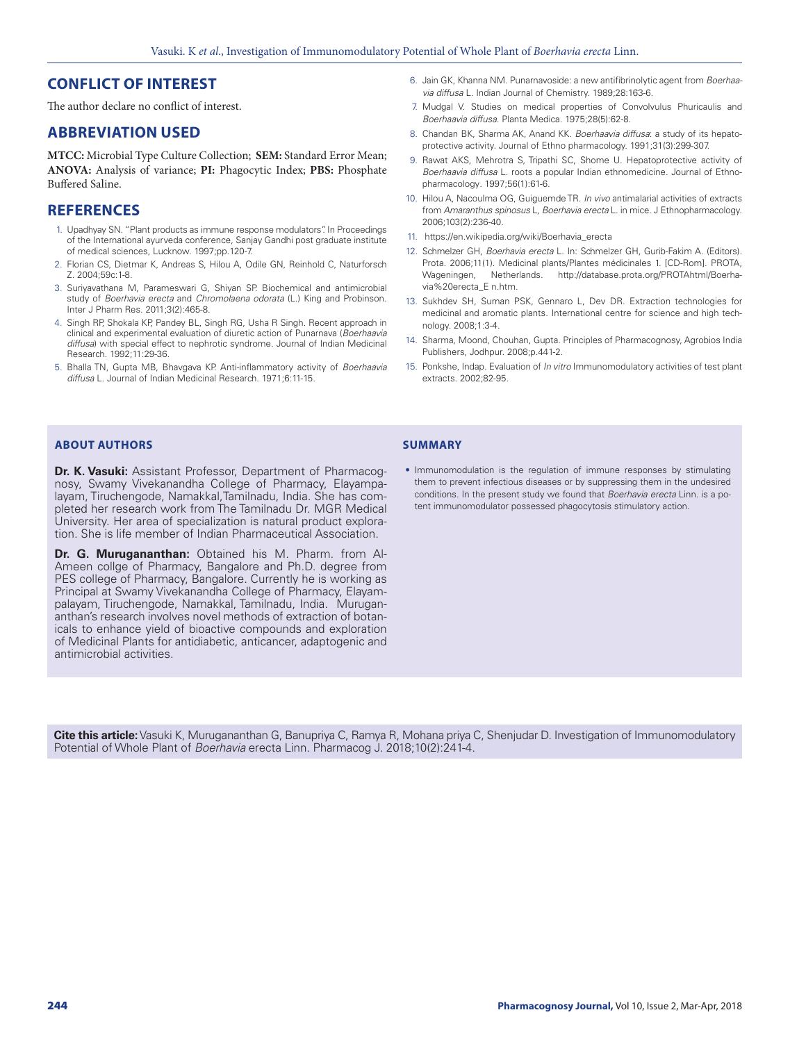## CONFLICT OF INTEREST

The author declare no conflict of interest.

## ABBREVIATION USED

**MTCC:** Microbial Type Culture Collection; **SEM:** Standard Error Mean; **ANOVA:** Analysis of variance; **PI:** Phagocytic Index; **PBS:** Phosphate Buffered Saline.

## REFERENCES

1. Upadhyay SN. "Plant products as immune response modulators". In Proceedings of the International ayurveda conference, Sanjay Gandhi post graduate institute of medical sciences, Lucknow. 1997;pp.120-7.
2. Florian CS, Dietmar K, Andreas S, Hilou A, Odile GN, Reinhold C, Naturforsch Z. 2004;59c:1-8.
3. Suriyavathana M, Parameswari G, Shiyan SP. Biochemical and antimicrobial study of *Boerhavia erecta* and *Chromolaena odorata* (L.) King and Probinson. Inter J Pharm Res. 2011;3(2):465-8.
4. Singh RP, Shokala KP, Pandey BL, Singh RG, Usha R Singh. Recent approach in clinical and experimental evaluation of diuretic action of Punarnava (*Boerhaavia diffusa*) with special effect to nephrotic syndrome. Journal of Indian Medicinal Research. 1992;11:29-36.
5. Bhalla TN, Gupta MB, Bhavgava KP. Anti-inflammatory activity of *Boerhaavia diffusa* L. Journal of Indian Medicinal Research. 1971;6:11-15.
6. Jain GK, Khanna NM. Punarnavoside: a new antifibrinolytic agent from *Boerhaavia diffusa* L. Indian Journal of Chemistry. 1989;28:163-6.
7. Mudgal V. Studies on medical properties of Convolvulus Phuricaulis and *Boerhaavia diffusa*. Planta Medica. 1975;28(5):62-8.
8. Chandan BK, Sharma AK, Anand KK. *Boerhaavia diffusa*: a study of its hepatoprotective activity. Journal of Ethno pharmacology. 1991;31(3):299-307.
9. Rawat AKS, Mehrotra S, Tripathi SC, Shome U. Hepatoprotective activity of *Boerhaavia diffusa* L. roots a popular Indian ethnomedicine. Journal of Ethnopharmacology. 1997;56(1):61-6.
10. Hilou A, Nacoulma OG, Guiguemde TR. *In vivo* antimalarial activities of extracts from *Amaranthus spinosus* L, *Boerhavia erecta* L. in mice. J Ethnopharmacology. 2006;103(2):236-40.
11. https://en.wikipedia.org/wiki/Boerhavia_erecta
12. Schmelzer GH, *Boerhavia erecta* L. In: Schmelzer GH, Gurib-Fakim A. (Editors). Prota. 2006;11(1). Medicinal plants/Plantes médicinales 1. [CD-Rom]. PROTA, Wageningen, Netherlands. http://database.prota.org/PROTAhtml/Boerhavia%20erecta_E n.htm.
13. Sukhdev SH, Suman PSK, Gennaro L, Dev DR. Extraction technologies for medicinal and aromatic plants. International centre for science and high technology. 2008;1:3-4.
14. Sharma, Moond, Chouhan, Gupta. Principles of Pharmacognosy, Agrobios India Publishers, Jodhpur. 2008;p.441-2.
15. Ponkshe, Indap. Evaluation of *In vitro* Immunomodulatory activities of test plant extracts. 2002;82-95.

### ABOUT AUTHORS

**Dr. K. Vasuki:** Assistant Professor, Department of Pharmacognosy, Swamy Vivekanandha College of Pharmacy, Elayampalayam, Tiruchengode, Namakkal,Tamilnadu, India. She has completed her research work from The Tamilnadu Dr. MGR Medical University. Her area of specialization is natural product exploration. She is life member of Indian Pharmaceutical Association.

**Dr. G. Murugananthan:** Obtained his M. Pharm. from Al-Ameen collge of Pharmacy, Bangalore and Ph.D. degree from PES college of Pharmacy, Bangalore. Currently he is working as Principal at Swamy Vivekanandha College of Pharmacy, Elayampalayam, Tiruchengode, Namakkal, Tamilnadu, India. Murugananthan's research involves novel methods of extraction of botanicals to enhance yield of bioactive compounds and exploration of Medicinal Plants for antidiabetic, anticancer, adaptogenic and antimicrobial activities.

### SUMMARY

- Immunomodulation is the regulation of immune responses by stimulating them to prevent infectious diseases or by suppressing them in the undesired conditions. In the present study we found that *Boerhavia erecta* Linn. is a potent immunomodulator possessed phagocytosis stimulatory action.

**Cite this article:** Vasuki K, Murugananthan G, Banupriya C, Ramya R, Mohana priya C, Shenjudar D. Investigation of Immunomodulatory Potential of Whole Plant of *Boerhavia* erecta Linn. Pharmacog J. 2018;10(2):241-4.